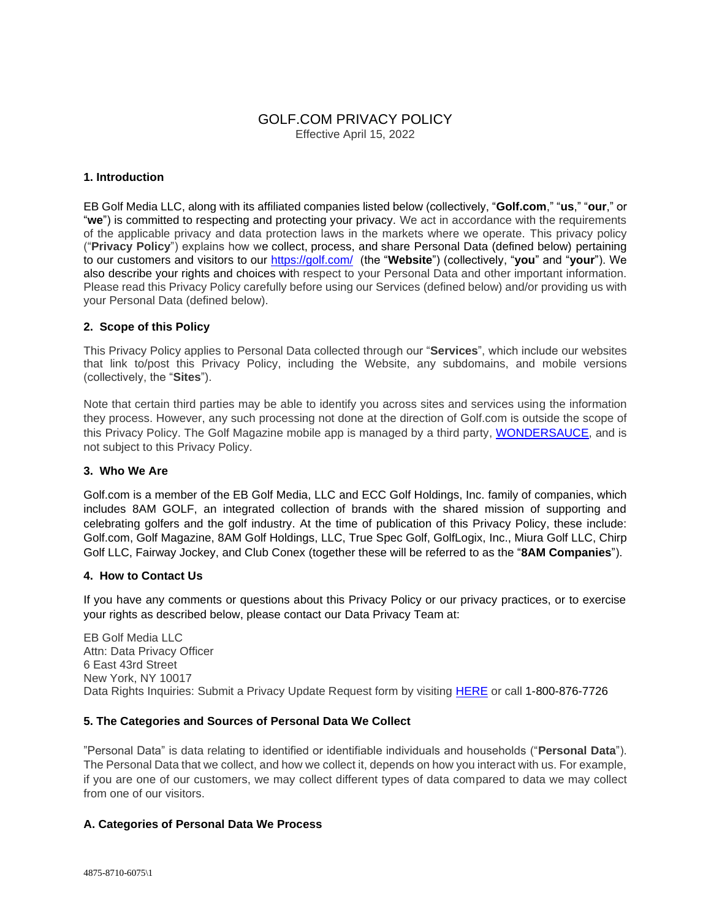# GOLF.COM PRIVACY POLICY

Effective April 15, 2022

## 1. Introduction

EB Golf Media LLC, along with its affiliated companies listed below (collectively, "**Golf.com**," "**us**," "**our**," or "**we**") is committed to respecting and protecting your privacy. We act in accordance with the requirements of the applicable privacy and data protection laws in the markets where we operate. This privacy policy ("**Privacy Policy**") explains how we collect, process, and share Personal Data (defined below) pertaining to our customers and visitors to our https://golf.com/ (the "**Website**") (collectively, "**you**" and "**your**"). We also describe your rights and choices with respect to your Personal Data and other important information. Please read this Privacy Policy carefully before using our Services (defined below) and/or providing us with your Personal Data (defined below).

## 2. Scope of this Policy

This Privacy Policy applies to Personal Data collected through our "**Services**", which include our websites that link to/post this Privacy Policy, including the Website, any subdomains, and mobile versions (collectively, the "**Sites**").

Note that certain third parties may be able to identify you across sites and services using the information they process. However, any such processing not done at the direction of Golf.com is outside the scope of this Privacy Policy. The Golf Magazine mobile app is managed by a third party, WONDERSAUCE, and is not subject to this Privacy Policy.

## 3. Who We Are

Golf.com is a member of the EB Golf Media, LLC and ECC Golf Holdings, Inc. family of companies, which includes 8AM GOLF, an integrated collection of brands with the shared mission of supporting and celebrating golfers and the golf industry. At the time of publication of this Privacy Policy, these include: Golf.com, Golf Magazine, 8AM Golf Holdings, LLC, True Spec Golf, GolfLogix, Inc., Miura Golf LLC, Chirp Golf LLC, Fairway Jockey, and Club Conex (together these will be referred to as the "**8AM Companies**").

## 4. How to Contact Us

If you have any comments or questions about this Privacy Policy or our privacy practices, or to exercise your rights as described below, please contact our Data Privacy Team at:

EB Golf Media LLC
Attn: Data Privacy Officer
6 East 43rd Street
New York, NY 10017
Data Rights Inquiries: Submit a Privacy Update Request form by visiting HERE or call 1-800-876-7726

## 5. The Categories and Sources of Personal Data We Collect

"Personal Data" is data relating to identified or identifiable individuals and households ("**Personal Data**"). The Personal Data that we collect, and how we collect it, depends on how you interact with us. For example, if you are one of our customers, we may collect different types of data compared to data we may collect from one of our visitors.

### A. Categories of Personal Data We Process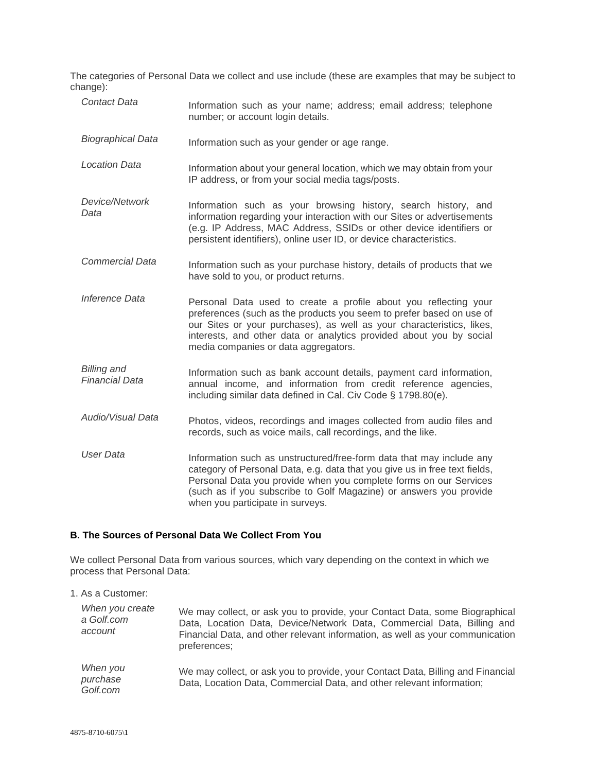The categories of Personal Data we collect and use include (these are examples that may be subject to change):

| | |
|---|---|
| *Contact Data* | Information such as your name; address; email address; telephone number; or account login details. |
| *Biographical Data* | Information such as your gender or age range. |
| *Location Data* | Information about your general location, which we may obtain from your IP address, or from your social media tags/posts. |
| *Device/Network Data* | Information such as your browsing history, search history, and information regarding your interaction with our Sites or advertisements (e.g. IP Address, MAC Address, SSIDs or other device identifiers or persistent identifiers), online user ID, or device characteristics. |
| *Commercial Data* | Information such as your purchase history, details of products that we have sold to you, or product returns. |
| *Inference Data* | Personal Data used to create a profile about you reflecting your preferences (such as the products you seem to prefer based on use of our Sites or your purchases), as well as your characteristics, likes, interests, and other data or analytics provided about you by social media companies or data aggregators. |
| *Billing and Financial Data* | Information such as bank account details, payment card information, annual income, and information from credit reference agencies, including similar data defined in Cal. Civ Code § 1798.80(e). |
| *Audio/Visual Data* | Photos, videos, recordings and images collected from audio files and records, such as voice mails, call recordings, and the like. |
| *User Data* | Information such as unstructured/free-form data that may include any category of Personal Data, e.g. data that you give us in free text fields, Personal Data you provide when you complete forms on our Services (such as if you subscribe to Golf Magazine) or answers you provide when you participate in surveys. |

**B. The Sources of Personal Data We Collect From You**

We collect Personal Data from various sources, which vary depending on the context in which we process that Personal Data:

1. As a Customer:

| | |
|---|---|
| *When you create a Golf.com account* | We may collect, or ask you to provide, your Contact Data, some Biographical Data, Location Data, Device/Network Data, Commercial Data, Billing and Financial Data, and other relevant information, as well as your communication preferences; |
| *When you purchase Golf.com* | We may collect, or ask you to provide, your Contact Data, Billing and Financial Data, Location Data, Commercial Data, and other relevant information; |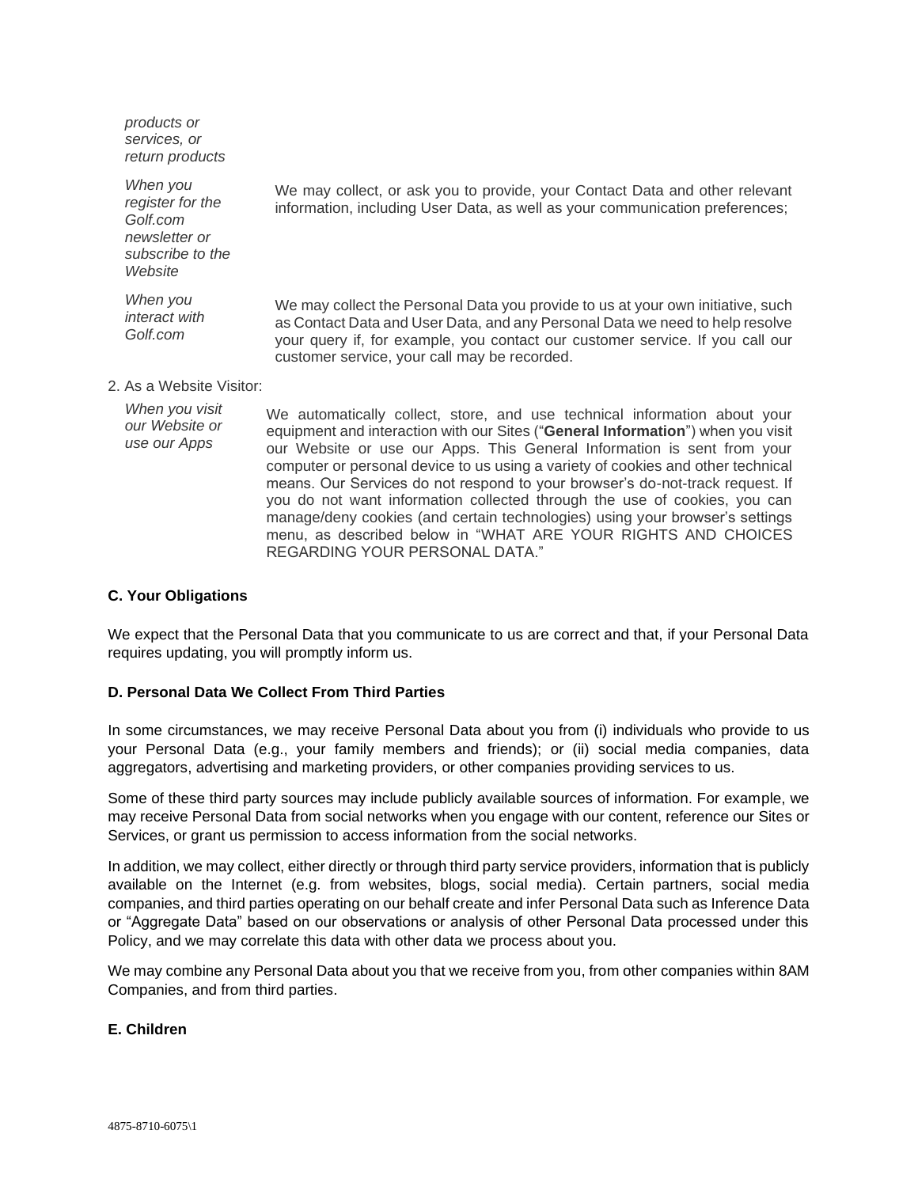| | |
|---|---|
| *products or services, or return products* | |
| *When you register for the Golf.com newsletter or subscribe to the Website* | We may collect, or ask you to provide, your Contact Data and other relevant information, including User Data, as well as your communication preferences; |
| *When you interact with Golf.com* | We may collect the Personal Data you provide to us at your own initiative, such as Contact Data and User Data, and any Personal Data we need to help resolve your query if, for example, you contact our customer service. If you call our customer service, your call may be recorded. |

2. As a Website Visitor:

| | |
|---|---|
| *When you visit our Website or use our Apps* | We automatically collect, store, and use technical information about your equipment and interaction with our Sites ("**General Information**") when you visit our Website or use our Apps. This General Information is sent from your computer or personal device to us using a variety of cookies and other technical means. Our Services do not respond to your browser's do-not-track request. If you do not want information collected through the use of cookies, you can manage/deny cookies (and certain technologies) using your browser's settings menu, as described below in "WHAT ARE YOUR RIGHTS AND CHOICES REGARDING YOUR PERSONAL DATA." |

**C. Your Obligations**

We expect that the Personal Data that you communicate to us are correct and that, if your Personal Data requires updating, you will promptly inform us.

**D. Personal Data We Collect From Third Parties**

In some circumstances, we may receive Personal Data about you from (i) individuals who provide to us your Personal Data (e.g., your family members and friends); or (ii) social media companies, data aggregators, advertising and marketing providers, or other companies providing services to us.

Some of these third party sources may include publicly available sources of information. For example, we may receive Personal Data from social networks when you engage with our content, reference our Sites or Services, or grant us permission to access information from the social networks.

In addition, we may collect, either directly or through third party service providers, information that is publicly available on the Internet (e.g. from websites, blogs, social media). Certain partners, social media companies, and third parties operating on our behalf create and infer Personal Data such as Inference Data or "Aggregate Data" based on our observations or analysis of other Personal Data processed under this Policy, and we may correlate this data with other data we process about you.

We may combine any Personal Data about you that we receive from you, from other companies within 8AM Companies, and from third parties.

**E. Children**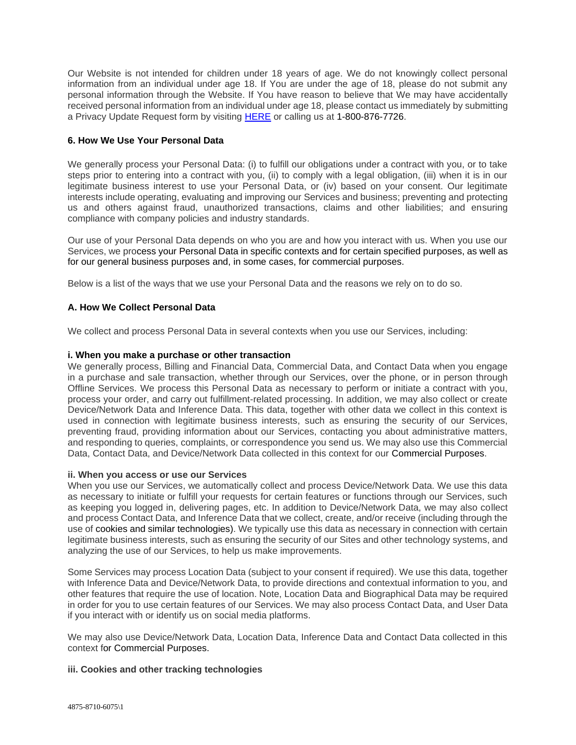Our Website is not intended for children under 18 years of age. We do not knowingly collect personal information from an individual under age 18. If You are under the age of 18, please do not submit any personal information through the Website. If You have reason to believe that We may have accidentally received personal information from an individual under age 18, please contact us immediately by submitting a Privacy Update Request form by visiting [HERE]() or calling us at 1-800-876-7726.

### 6. How We Use Your Personal Data

We generally process your Personal Data: (i) to fulfill our obligations under a contract with you, or to take steps prior to entering into a contract with you, (ii) to comply with a legal obligation, (iii) when it is in our legitimate business interest to use your Personal Data, or (iv) based on your consent. Our legitimate interests include operating, evaluating and improving our Services and business; preventing and protecting us and others against fraud, unauthorized transactions, claims and other liabilities; and ensuring compliance with company policies and industry standards.

Our use of your Personal Data depends on who you are and how you interact with us. When you use our Services, we process your Personal Data in specific contexts and for certain specified purposes, as well as for our general business purposes and, in some cases, for commercial purposes.

Below is a list of the ways that we use your Personal Data and the reasons we rely on to do so.

#### A. How We Collect Personal Data

We collect and process Personal Data in several contexts when you use our Services, including:

**i. When you make a purchase or other transaction**

We generally process, Billing and Financial Data, Commercial Data, and Contact Data when you engage in a purchase and sale transaction, whether through our Services, over the phone, or in person through Offline Services. We process this Personal Data as necessary to perform or initiate a contract with you, process your order, and carry out fulfillment-related processing. In addition, we may also collect or create Device/Network Data and Inference Data. This data, together with other data we collect in this context is used in connection with legitimate business interests, such as ensuring the security of our Services, preventing fraud, providing information about our Services, contacting you about administrative matters, and responding to queries, complaints, or correspondence you send us. We may also use this Commercial Data, Contact Data, and Device/Network Data collected in this context for our Commercial Purposes.

**ii. When you access or use our Services**

When you use our Services, we automatically collect and process Device/Network Data. We use this data as necessary to initiate or fulfill your requests for certain features or functions through our Services, such as keeping you logged in, delivering pages, etc. In addition to Device/Network Data, we may also collect and process Contact Data, and Inference Data that we collect, create, and/or receive (including through the use of cookies and similar technologies). We typically use this data as necessary in connection with certain legitimate business interests, such as ensuring the security of our Sites and other technology systems, and analyzing the use of our Services, to help us make improvements.

Some Services may process Location Data (subject to your consent if required). We use this data, together with Inference Data and Device/Network Data, to provide directions and contextual information to you, and other features that require the use of location. Note, Location Data and Biographical Data may be required in order for you to use certain features of our Services. We may also process Contact Data, and User Data if you interact with or identify us on social media platforms.

We may also use Device/Network Data, Location Data, Inference Data and Contact Data collected in this context for Commercial Purposes.

**iii. Cookies and other tracking technologies**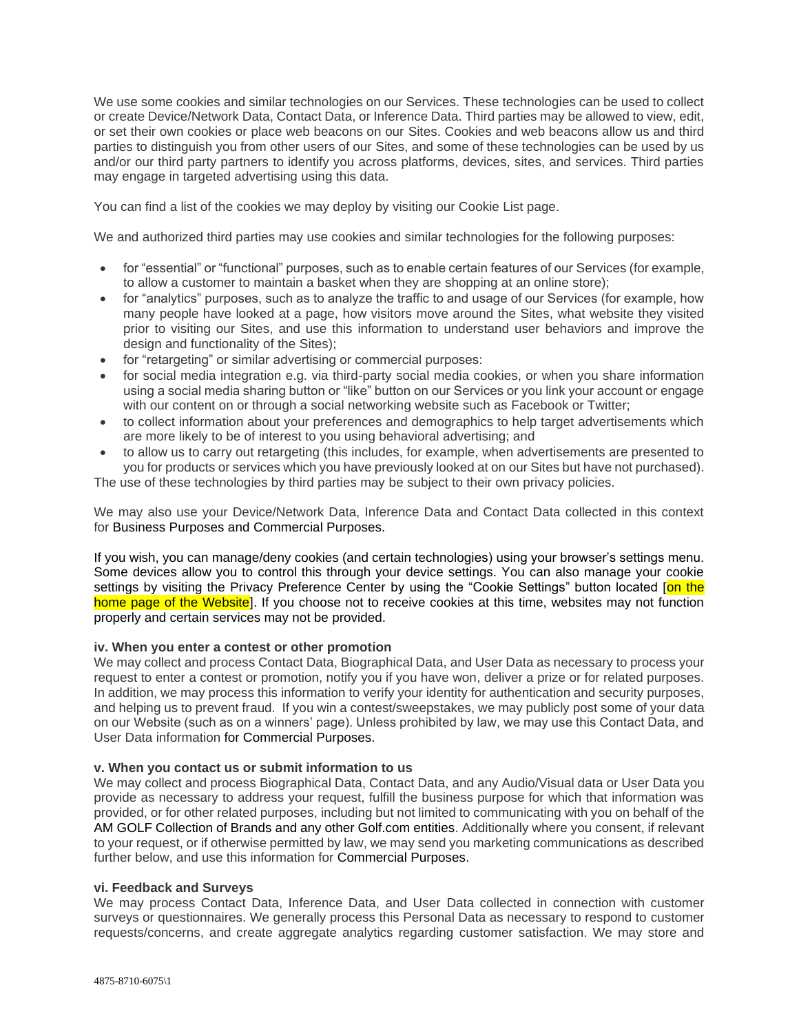We use some cookies and similar technologies on our Services. These technologies can be used to collect or create Device/Network Data, Contact Data, or Inference Data. Third parties may be allowed to view, edit, or set their own cookies or place web beacons on our Sites. Cookies and web beacons allow us and third parties to distinguish you from other users of our Sites, and some of these technologies can be used by us and/or our third party partners to identify you across platforms, devices, sites, and services. Third parties may engage in targeted advertising using this data.

You can find a list of the cookies we may deploy by visiting our Cookie List page.

We and authorized third parties may use cookies and similar technologies for the following purposes:

- for "essential" or "functional" purposes, such as to enable certain features of our Services (for example, to allow a customer to maintain a basket when they are shopping at an online store);
- for "analytics" purposes, such as to analyze the traffic to and usage of our Services (for example, how many people have looked at a page, how visitors move around the Sites, what website they visited prior to visiting our Sites, and use this information to understand user behaviors and improve the design and functionality of the Sites);
- for "retargeting" or similar advertising or commercial purposes:
- for social media integration e.g. via third-party social media cookies, or when you share information using a social media sharing button or "like" button on our Services or you link your account or engage with our content on or through a social networking website such as Facebook or Twitter;
- to collect information about your preferences and demographics to help target advertisements which are more likely to be of interest to you using behavioral advertising; and
- to allow us to carry out retargeting (this includes, for example, when advertisements are presented to you for products or services which you have previously looked at on our Sites but have not purchased).

The use of these technologies by third parties may be subject to their own privacy policies.

We may also use your Device/Network Data, Inference Data and Contact Data collected in this context for Business Purposes and Commercial Purposes.

If you wish, you can manage/deny cookies (and certain technologies) using your browser's settings menu. Some devices allow you to control this through your device settings. You can also manage your cookie settings by visiting the Privacy Preference Center by using the "Cookie Settings" button located [on the home page of the Website]. If you choose not to receive cookies at this time, websites may not function properly and certain services may not be provided.

**iv. When you enter a contest or other promotion**

We may collect and process Contact Data, Biographical Data, and User Data as necessary to process your request to enter a contest or promotion, notify you if you have won, deliver a prize or for related purposes. In addition, we may process this information to verify your identity for authentication and security purposes, and helping us to prevent fraud. If you win a contest/sweepstakes, we may publicly post some of your data on our Website (such as on a winners' page). Unless prohibited by law, we may use this Contact Data, and User Data information for Commercial Purposes.

**v. When you contact us or submit information to us**

We may collect and process Biographical Data, Contact Data, and any Audio/Visual data or User Data you provide as necessary to address your request, fulfill the business purpose for which that information was provided, or for other related purposes, including but not limited to communicating with you on behalf of the AM GOLF Collection of Brands and any other Golf.com entities. Additionally where you consent, if relevant to your request, or if otherwise permitted by law, we may send you marketing communications as described further below, and use this information for Commercial Purposes.

**vi. Feedback and Surveys**

We may process Contact Data, Inference Data, and User Data collected in connection with customer surveys or questionnaires. We generally process this Personal Data as necessary to respond to customer requests/concerns, and create aggregate analytics regarding customer satisfaction. We may store and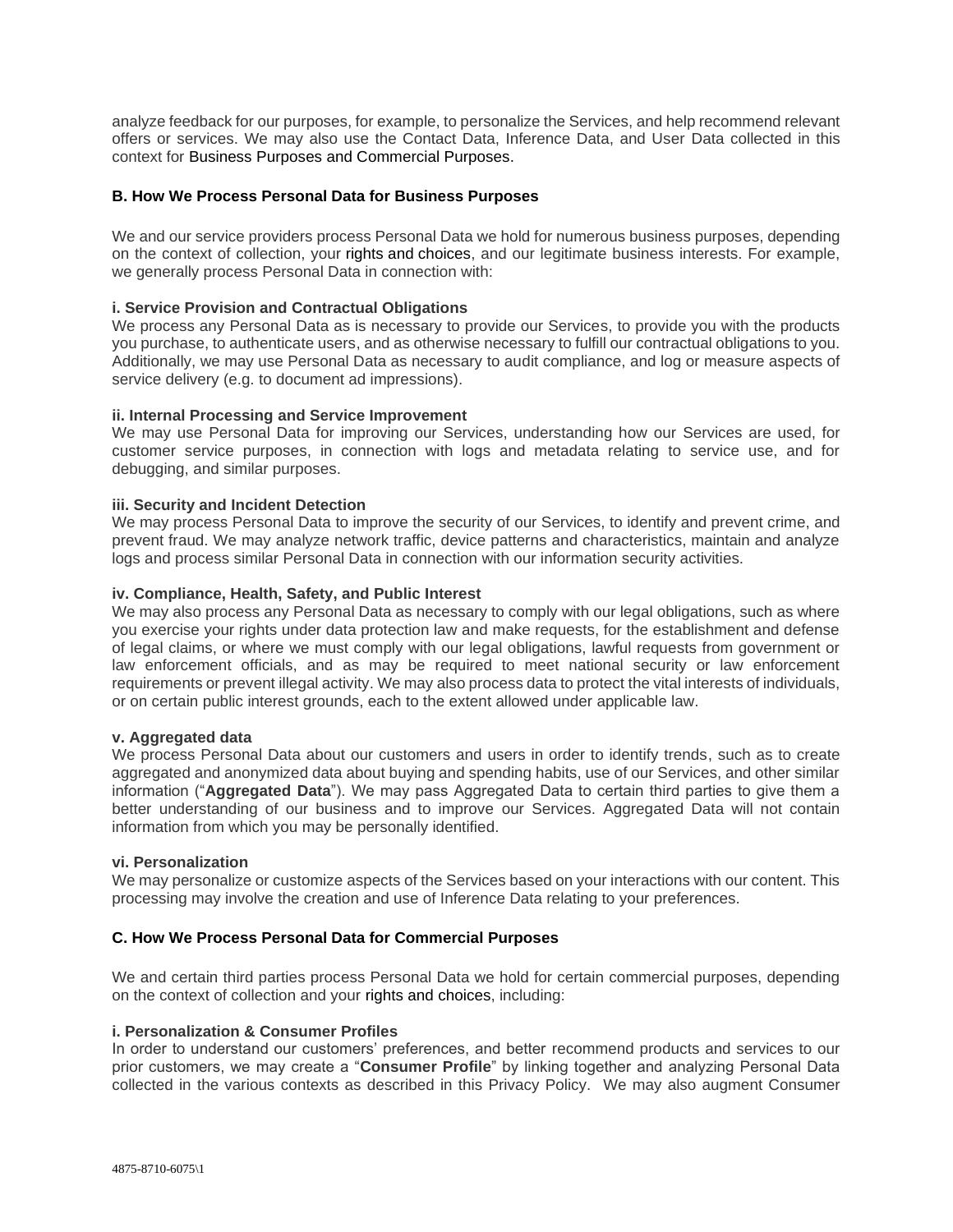analyze feedback for our purposes, for example, to personalize the Services, and help recommend relevant offers or services. We may also use the Contact Data, Inference Data, and User Data collected in this context for Business Purposes and Commercial Purposes.

### B. How We Process Personal Data for Business Purposes

We and our service providers process Personal Data we hold for numerous business purposes, depending on the context of collection, your rights and choices, and our legitimate business interests. For example, we generally process Personal Data in connection with:

**i. Service Provision and Contractual Obligations**
We process any Personal Data as is necessary to provide our Services, to provide you with the products you purchase, to authenticate users, and as otherwise necessary to fulfill our contractual obligations to you. Additionally, we may use Personal Data as necessary to audit compliance, and log or measure aspects of service delivery (e.g. to document ad impressions).

**ii. Internal Processing and Service Improvement**
We may use Personal Data for improving our Services, understanding how our Services are used, for customer service purposes, in connection with logs and metadata relating to service use, and for debugging, and similar purposes.

**iii. Security and Incident Detection**
We may process Personal Data to improve the security of our Services, to identify and prevent crime, and prevent fraud. We may analyze network traffic, device patterns and characteristics, maintain and analyze logs and process similar Personal Data in connection with our information security activities.

**iv. Compliance, Health, Safety, and Public Interest**
We may also process any Personal Data as necessary to comply with our legal obligations, such as where you exercise your rights under data protection law and make requests, for the establishment and defense of legal claims, or where we must comply with our legal obligations, lawful requests from government or law enforcement officials, and as may be required to meet national security or law enforcement requirements or prevent illegal activity. We may also process data to protect the vital interests of individuals, or on certain public interest grounds, each to the extent allowed under applicable law.

**v. Aggregated data**
We process Personal Data about our customers and users in order to identify trends, such as to create aggregated and anonymized data about buying and spending habits, use of our Services, and other similar information ("**Aggregated Data**"). We may pass Aggregated Data to certain third parties to give them a better understanding of our business and to improve our Services. Aggregated Data will not contain information from which you may be personally identified.

**vi. Personalization**
We may personalize or customize aspects of the Services based on your interactions with our content. This processing may involve the creation and use of Inference Data relating to your preferences.

### C. How We Process Personal Data for Commercial Purposes

We and certain third parties process Personal Data we hold for certain commercial purposes, depending on the context of collection and your rights and choices, including:

**i. Personalization & Consumer Profiles**
In order to understand our customers' preferences, and better recommend products and services to our prior customers, we may create a "**Consumer Profile**" by linking together and analyzing Personal Data collected in the various contexts as described in this Privacy Policy. We may also augment Consumer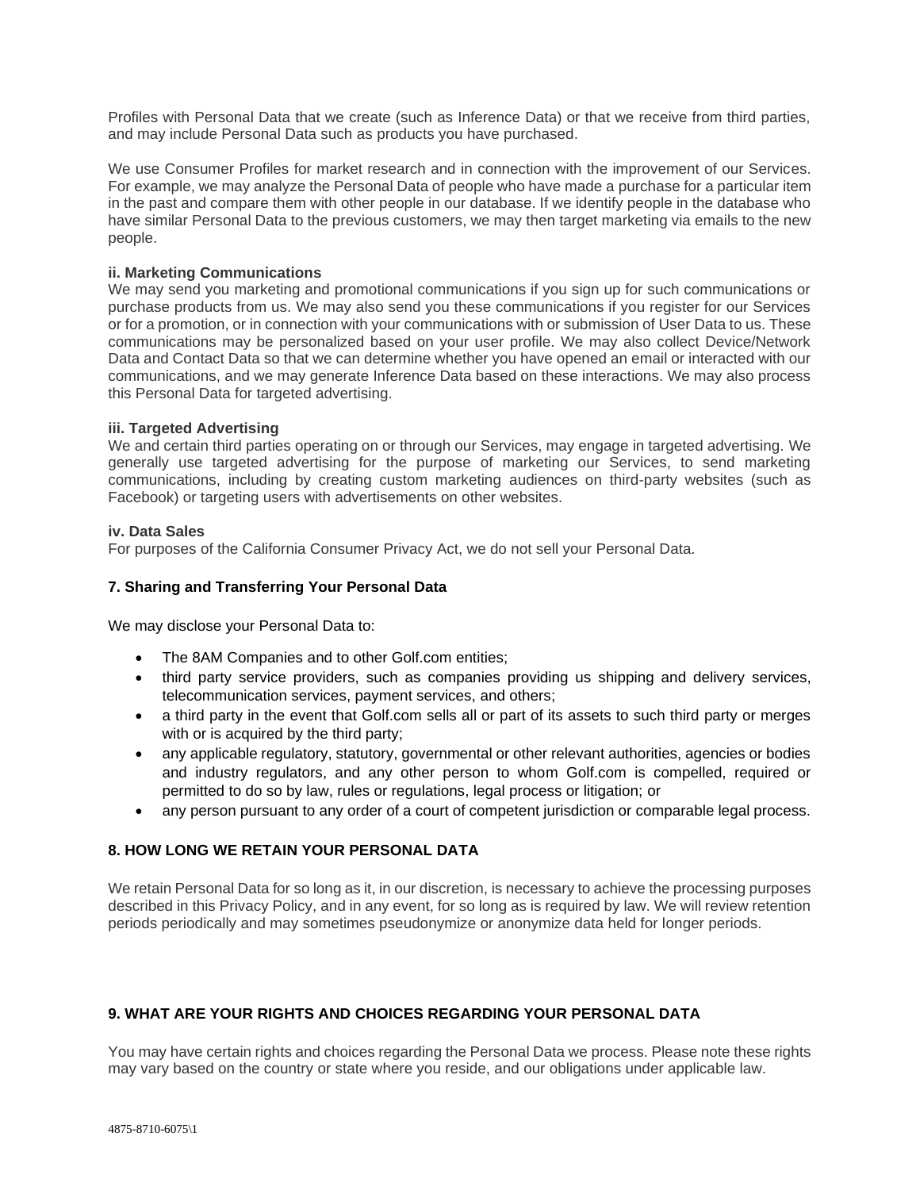Profiles with Personal Data that we create (such as Inference Data) or that we receive from third parties, and may include Personal Data such as products you have purchased.

We use Consumer Profiles for market research and in connection with the improvement of our Services. For example, we may analyze the Personal Data of people who have made a purchase for a particular item in the past and compare them with other people in our database. If we identify people in the database who have similar Personal Data to the previous customers, we may then target marketing via emails to the new people.

**ii. Marketing Communications**

We may send you marketing and promotional communications if you sign up for such communications or purchase products from us. We may also send you these communications if you register for our Services or for a promotion, or in connection with your communications with or submission of User Data to us. These communications may be personalized based on your user profile. We may also collect Device/Network Data and Contact Data so that we can determine whether you have opened an email or interacted with our communications, and we may generate Inference Data based on these interactions. We may also process this Personal Data for targeted advertising.

**iii. Targeted Advertising**

We and certain third parties operating on or through our Services, may engage in targeted advertising. We generally use targeted advertising for the purpose of marketing our Services, to send marketing communications, including by creating custom marketing audiences on third-party websites (such as Facebook) or targeting users with advertisements on other websites.

**iv. Data Sales**

For purposes of the California Consumer Privacy Act, we do not sell your Personal Data.

## 7. Sharing and Transferring Your Personal Data

We may disclose your Personal Data to:

- The 8AM Companies and to other Golf.com entities;
- third party service providers, such as companies providing us shipping and delivery services, telecommunication services, payment services, and others;
- a third party in the event that Golf.com sells all or part of its assets to such third party or merges with or is acquired by the third party;
- any applicable regulatory, statutory, governmental or other relevant authorities, agencies or bodies and industry regulators, and any other person to whom Golf.com is compelled, required or permitted to do so by law, rules or regulations, legal process or litigation; or
- any person pursuant to any order of a court of competent jurisdiction or comparable legal process.

## 8. HOW LONG WE RETAIN YOUR PERSONAL DATA

We retain Personal Data for so long as it, in our discretion, is necessary to achieve the processing purposes described in this Privacy Policy, and in any event, for so long as is required by law. We will review retention periods periodically and may sometimes pseudonymize or anonymize data held for longer periods.

## 9. WHAT ARE YOUR RIGHTS AND CHOICES REGARDING YOUR PERSONAL DATA

You may have certain rights and choices regarding the Personal Data we process. Please note these rights may vary based on the country or state where you reside, and our obligations under applicable law.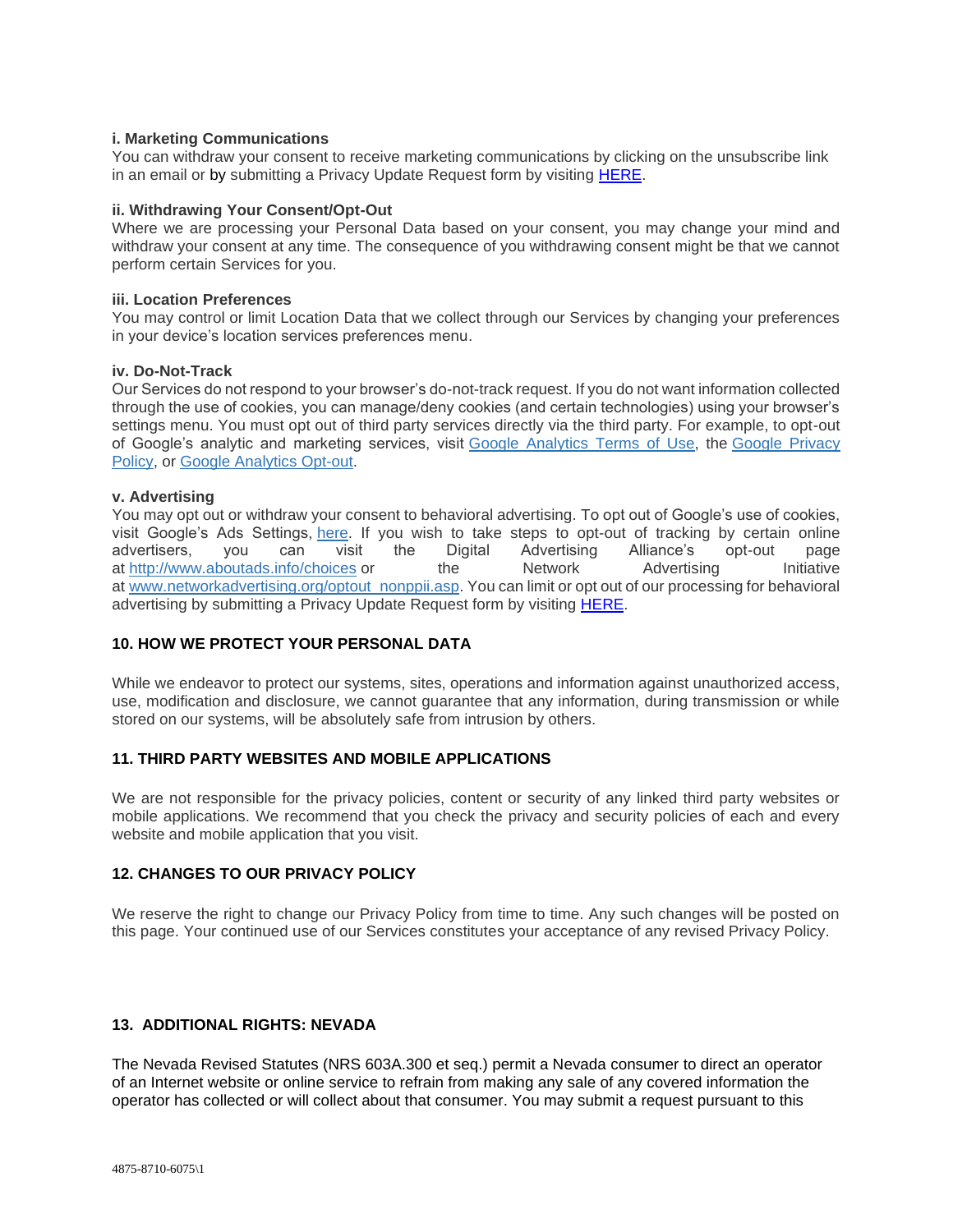**i. Marketing Communications**
You can withdraw your consent to receive marketing communications by clicking on the unsubscribe link in an email or by submitting a Privacy Update Request form by visiting HERE.

**ii. Withdrawing Your Consent/Opt-Out**
Where we are processing your Personal Data based on your consent, you may change your mind and withdraw your consent at any time. The consequence of you withdrawing consent might be that we cannot perform certain Services for you.

**iii. Location Preferences**
You may control or limit Location Data that we collect through our Services by changing your preferences in your device's location services preferences menu.

**iv. Do-Not-Track**
Our Services do not respond to your browser's do-not-track request. If you do not want information collected through the use of cookies, you can manage/deny cookies (and certain technologies) using your browser's settings menu. You must opt out of third party services directly via the third party. For example, to opt-out of Google's analytic and marketing services, visit Google Analytics Terms of Use, the Google Privacy Policy, or Google Analytics Opt-out.

**v. Advertising**
You may opt out or withdraw your consent to behavioral advertising. To opt out of Google's use of cookies, visit Google's Ads Settings, here. If you wish to take steps to opt-out of tracking by certain online advertisers, you can visit the Digital Advertising Alliance's opt-out page at http://www.aboutads.info/choices or the Network Advertising Initiative at www.networkadvertising.org/optout_nonppii.asp. You can limit or opt out of our processing for behavioral advertising by submitting a Privacy Update Request form by visiting HERE.

## 10. HOW WE PROTECT YOUR PERSONAL DATA

While we endeavor to protect our systems, sites, operations and information against unauthorized access, use, modification and disclosure, we cannot guarantee that any information, during transmission or while stored on our systems, will be absolutely safe from intrusion by others.

## 11. THIRD PARTY WEBSITES AND MOBILE APPLICATIONS

We are not responsible for the privacy policies, content or security of any linked third party websites or mobile applications. We recommend that you check the privacy and security policies of each and every website and mobile application that you visit.

## 12. CHANGES TO OUR PRIVACY POLICY

We reserve the right to change our Privacy Policy from time to time. Any such changes will be posted on this page. Your continued use of our Services constitutes your acceptance of any revised Privacy Policy.

## 13. ADDITIONAL RIGHTS: NEVADA

The Nevada Revised Statutes (NRS 603A.300 et seq.) permit a Nevada consumer to direct an operator of an Internet website or online service to refrain from making any sale of any covered information the operator has collected or will collect about that consumer. You may submit a request pursuant to this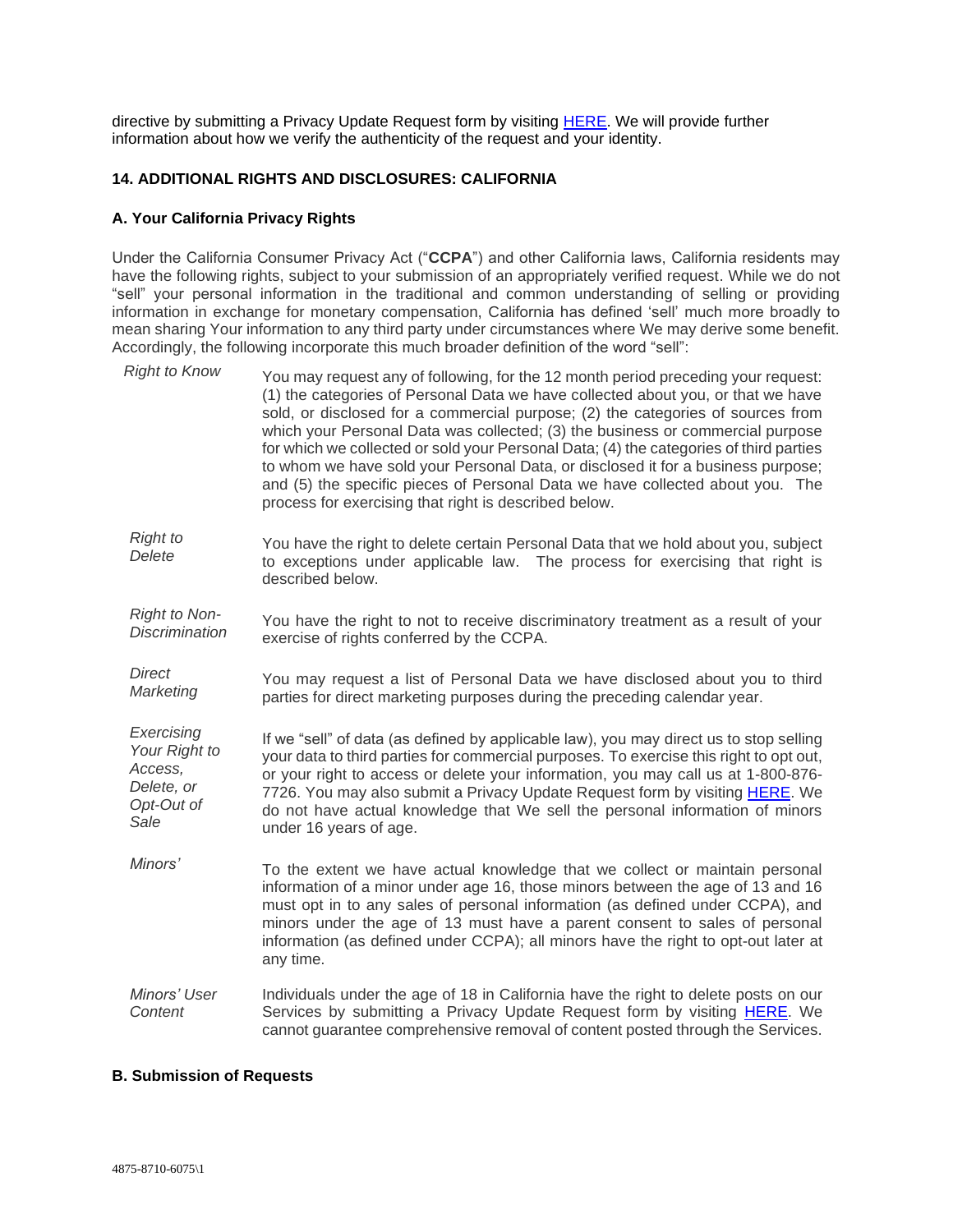directive by submitting a Privacy Update Request form by visiting HERE. We will provide further information about how we verify the authenticity of the request and your identity.

**14. ADDITIONAL RIGHTS AND DISCLOSURES: CALIFORNIA**

**A. Your California Privacy Rights**

Under the California Consumer Privacy Act ("**CCPA**") and other California laws, California residents may have the following rights, subject to your submission of an appropriately verified request. While we do not "sell" your personal information in the traditional and common understanding of selling or providing information in exchange for monetary compensation, California has defined 'sell' much more broadly to mean sharing Your information to any third party under circumstances where We may derive some benefit. Accordingly, the following incorporate this much broader definition of the word "sell":

| | |
|---|---|
| *Right to Know* | You may request any of following, for the 12 month period preceding your request: (1) the categories of Personal Data we have collected about you, or that we have sold, or disclosed for a commercial purpose; (2) the categories of sources from which your Personal Data was collected; (3) the business or commercial purpose for which we collected or sold your Personal Data; (4) the categories of third parties to whom we have sold your Personal Data, or disclosed it for a business purpose; and (5) the specific pieces of Personal Data we have collected about you. The process for exercising that right is described below. |
| *Right to Delete* | You have the right to delete certain Personal Data that we hold about you, subject to exceptions under applicable law. The process for exercising that right is described below. |
| *Right to Non-Discrimination* | You have the right to not to receive discriminatory treatment as a result of your exercise of rights conferred by the CCPA. |
| *Direct Marketing* | You may request a list of Personal Data we have disclosed about you to third parties for direct marketing purposes during the preceding calendar year. |
| *Exercising Your Right to Access, Delete, or Opt-Out of Sale* | If we "sell" of data (as defined by applicable law), you may direct us to stop selling your data to third parties for commercial purposes. To exercise this right to opt out, or your right to access or delete your information, you may call us at 1-800-876-7726. You may also submit a Privacy Update Request form by visiting HERE. We do not have actual knowledge that We sell the personal information of minors under 16 years of age. |
| *Minors'* | To the extent we have actual knowledge that we collect or maintain personal information of a minor under age 16, those minors between the age of 13 and 16 must opt in to any sales of personal information (as defined under CCPA), and minors under the age of 13 must have a parent consent to sales of personal information (as defined under CCPA); all minors have the right to opt-out later at any time. |
| *Minors' User Content* | Individuals under the age of 18 in California have the right to delete posts on our Services by submitting a Privacy Update Request form by visiting HERE. We cannot guarantee comprehensive removal of content posted through the Services. |

**B. Submission of Requests**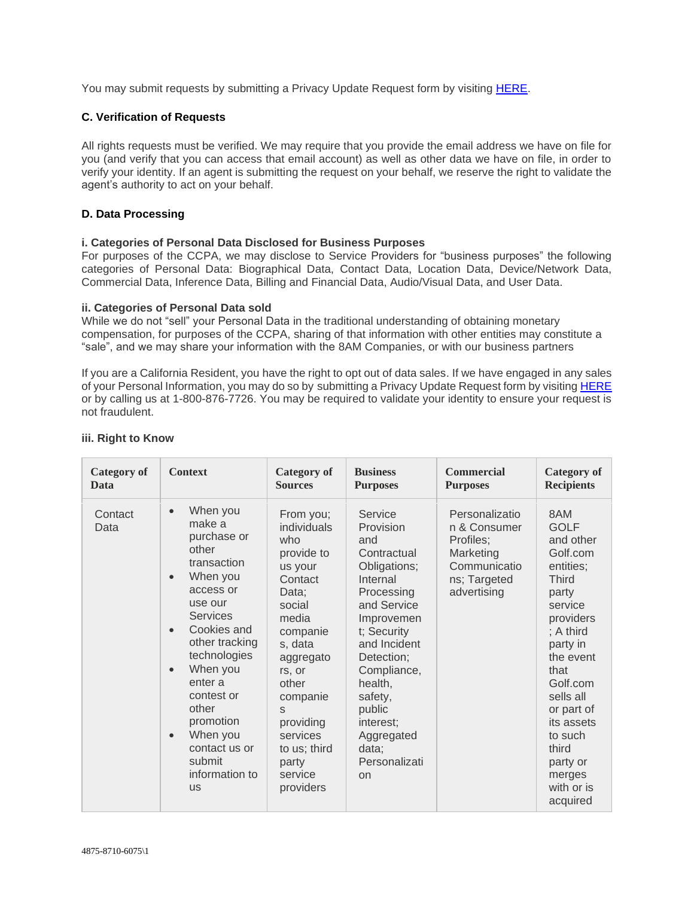You may submit requests by submitting a Privacy Update Request form by visiting HERE.

### C. Verification of Requests

All rights requests must be verified. We may require that you provide the email address we have on file for you (and verify that you can access that email account) as well as other data we have on file, in order to verify your identity. If an agent is submitting the request on your behalf, we reserve the right to validate the agent's authority to act on your behalf.

### D. Data Processing

#### i. Categories of Personal Data Disclosed for Business Purposes

For purposes of the CCPA, we may disclose to Service Providers for "business purposes" the following categories of Personal Data: Biographical Data, Contact Data, Location Data, Device/Network Data, Commercial Data, Inference Data, Billing and Financial Data, Audio/Visual Data, and User Data.

#### ii. Categories of Personal Data sold

While we do not "sell" your Personal Data in the traditional understanding of obtaining monetary compensation, for purposes of the CCPA, sharing of that information with other entities may constitute a "sale", and we may share your information with the 8AM Companies, or with our business partners

If you are a California Resident, you have the right to opt out of data sales. If we have engaged in any sales of your Personal Information, you may do so by submitting a Privacy Update Request form by visiting HERE or by calling us at 1-800-876-7726. You may be required to validate your identity to ensure your request is not fraudulent.

#### iii. Right to Know

| Category of Data | Context | Category of Sources | Business Purposes | Commercial Purposes | Category of Recipients |
|---|---|---|---|---|---|
| Contact Data | • When you make a purchase or other transaction<br>• When you access or use our Services<br>• Cookies and other tracking technologies<br>• When you enter a contest or other promotion<br>• When you contact us or submit information to us | From you; individuals who provide to us your Contact Data; social media companies, data aggregators, or other companies providing services to us; third party service providers | Service Provision and Contractual Obligations; Internal Processing and Service Improvement; Security and Incident Detection; Compliance, health, safety, public interest; Aggregated data; Personalization | Personalization & Consumer Profiles; Marketing Communications; Targeted advertising | 8AM GOLF and other Golf.com entities; Third party service providers; A third party in the event that Golf.com sells all or part of its assets to such third party or merges with or is acquired |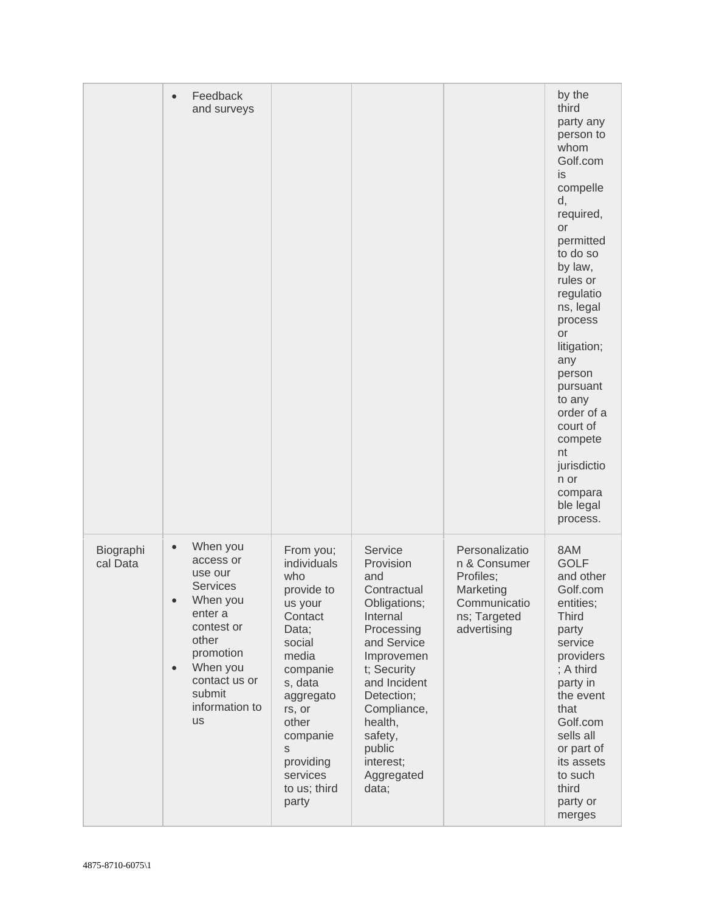| | | | | | |
|---|---|---|---|---|---|
| | • Feedback and surveys | | | | by the third party any person to whom Golf.com is compelled, required, or permitted to do so by law, rules or regulations, legal process or litigation; any person pursuant to any order of a court of competent jurisdiction or comparable legal process. |
| Biographical Data | • When you access or use our Services<br>• When you enter a contest or other promotion<br>• When you contact us or submit information to us | From you; individuals who provide to us your Contact Data; social media companies, data aggregators, or other companies providing services to us; third party | Service Provision and Contractual Obligations; Internal Processing and Service Improvement; Security and Incident Detection; Compliance, health, safety, public interest; Aggregated data; | Personalization & Consumer Profiles; Marketing Communications; Targeted advertising | 8AM GOLF and other Golf.com entities; Third party service providers; A third party in the event that Golf.com sells all or part of its assets to such third party or merges |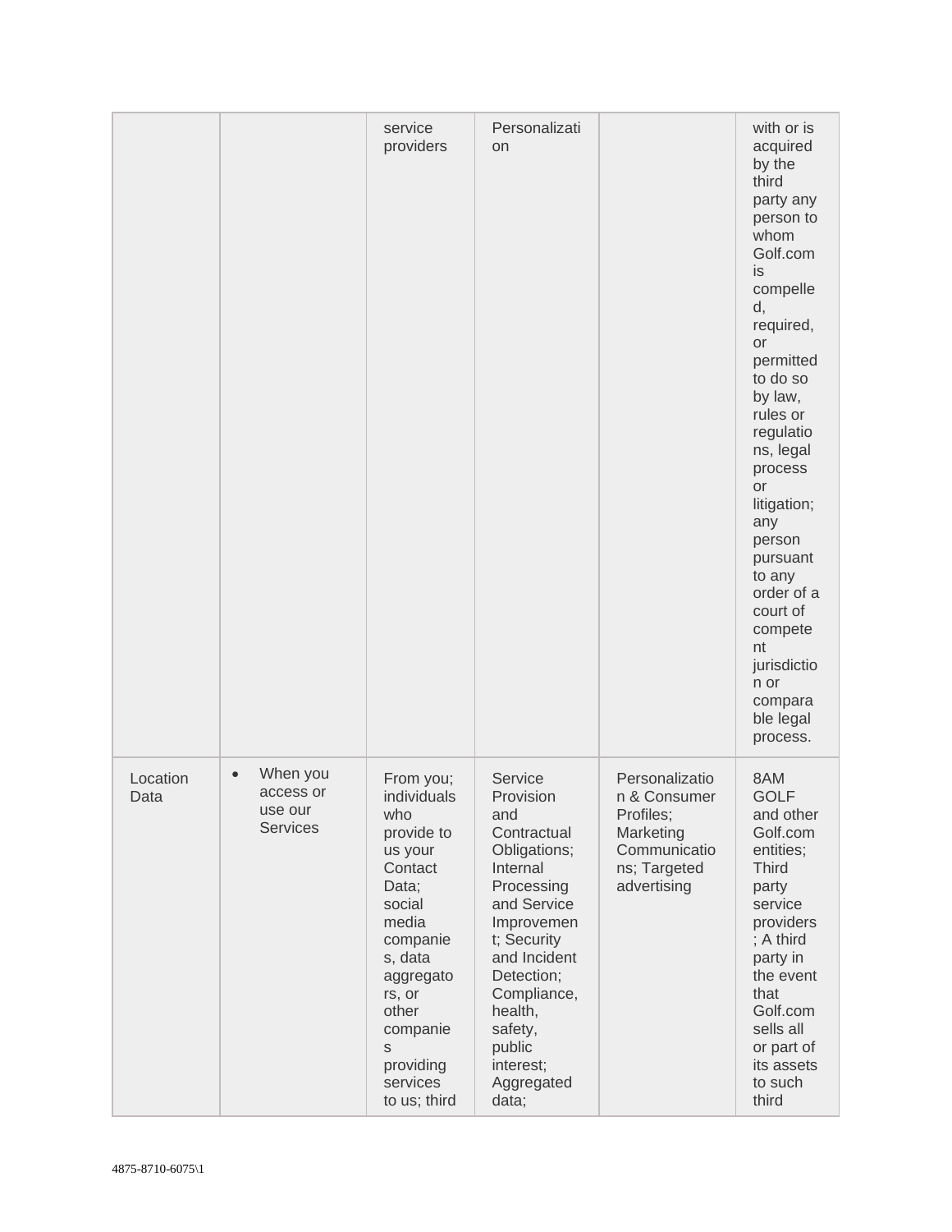| | | service providers | Personalization | | with or is acquired by the third party any person to whom Golf.com is compelled, required, or permitted to do so by law, rules or regulations, legal process or litigation; any person pursuant to any order of a court of competent jurisdiction or comparable legal process. |
|---|---|---|---|---|---|
| Location Data | • When you access or use our Services | From you; individuals who provide to us your Contact Data; social media companies, data aggregators, or other companies providing services to us; third | Service Provision and Contractual Obligations; Internal Processing and Service Improvement; Security and Incident Detection; Compliance, health, safety, public interest; Aggregated data; | Personalization & Consumer Profiles; Marketing Communications; Targeted advertising | 8AM GOLF and other Golf.com entities; Third party service providers; A third party in the event that Golf.com sells all or part of its assets to such third |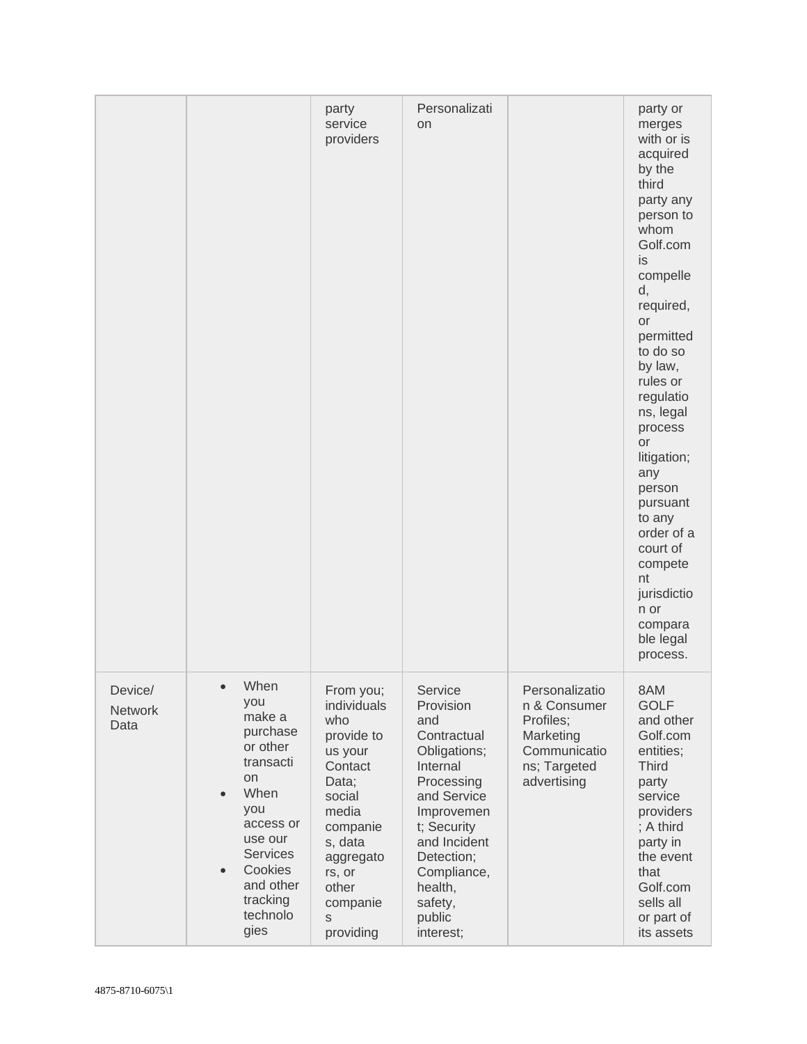| | | | | | |
|---|---|---|---|---|---|
| | | party service providers | Personalization | | party or merges with or is acquired by the third party any person to whom Golf.com is compelled, required, or permitted to do so by law, rules or regulations, legal process or litigation; any person pursuant to any order of a court of competent jurisdiction or comparable legal process. |
| Device/ Network Data | • When you make a purchase or other transaction<br>• When you access or use our Services<br>• Cookies and other tracking technologies | From you; individuals who provide to us your Contact Data; social media companies, data aggregators, or other companies providing | Service Provision and Contractual Obligations; Internal Processing and Service Improvement; Security and Incident Detection; Compliance, health, safety, public interest; | Personalization & Consumer Profiles; Marketing Communications; Targeted advertising | 8AM GOLF and other Golf.com entities; Third party service providers; A third party in the event that Golf.com sells all or part of its assets |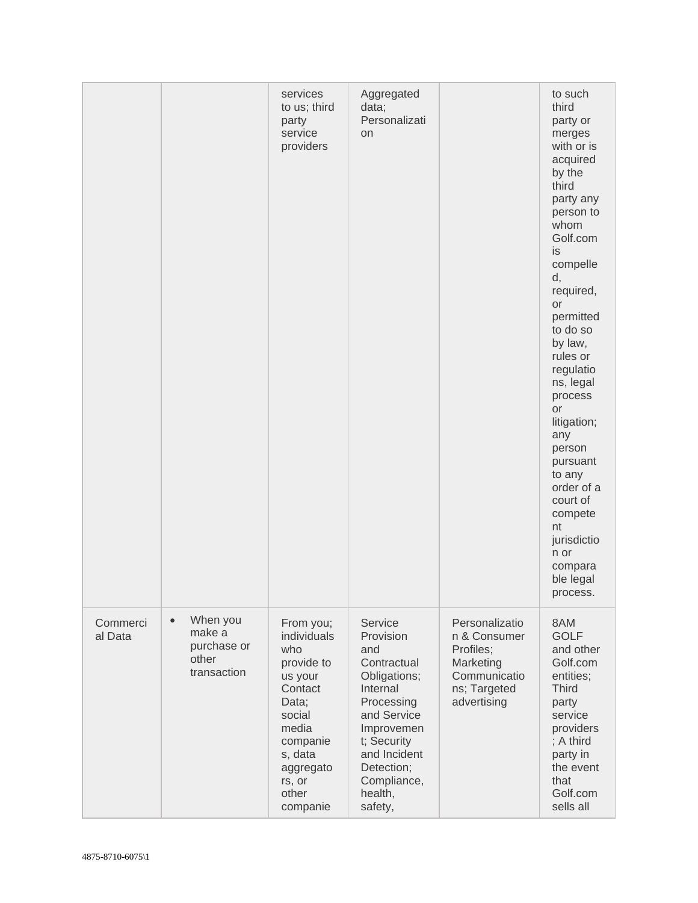| | | | | | |
|---|---|---|---|---|---|
| | | services to us; third party service providers | Aggregated data; Personalization | | to such third party or merges with or is acquired by the third party any person to whom Golf.com is compelled, required, or permitted to do so by law, rules or regulations, legal process or litigation; any person pursuant to any order of a court of competent jurisdiction or comparable legal process. |
| Commercial Data | • When you make a purchase or other transaction | From you; individuals who provide to us your Contact Data; social media companies, data aggregators, or other companie | Service Provision and Contractual Obligations; Internal Processing and Service Improvement; Security and Incident Detection; Compliance, health, safety, | Personalization & Consumer Profiles; Marketing Communications; Targeted advertising | 8AM GOLF and other Golf.com entities; Third party service providers; A third party in the event that Golf.com sells all |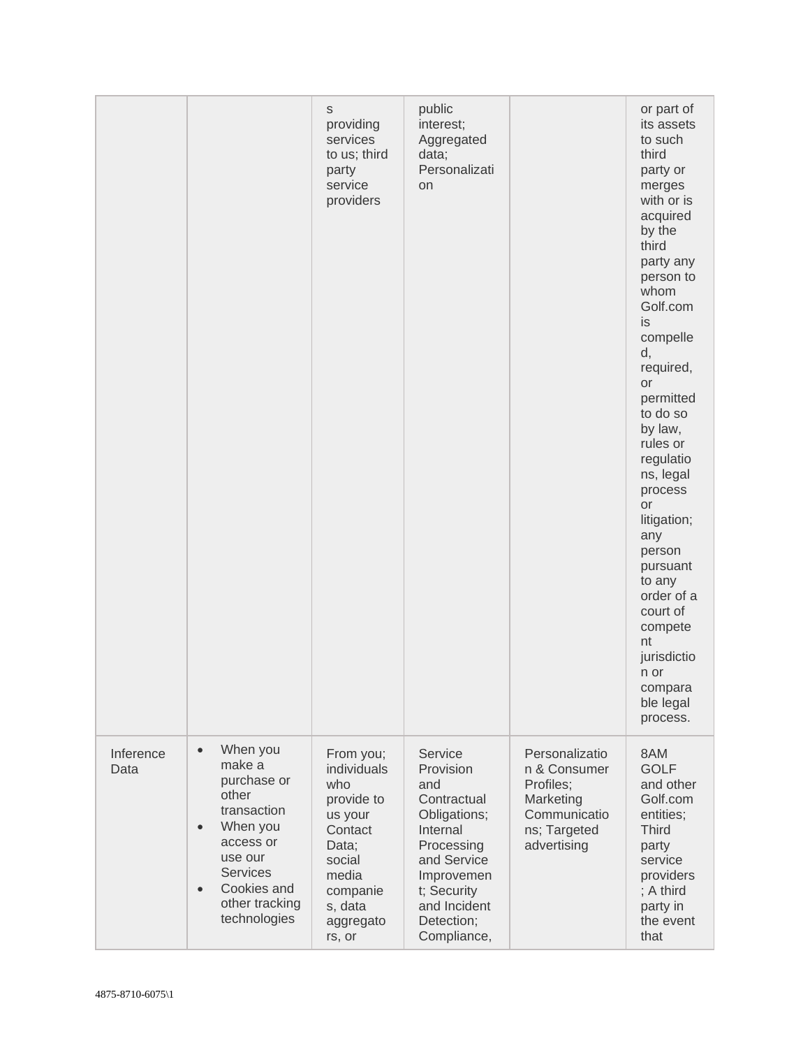| | | s providing services to us; third party service providers | public interest; Aggregated data; Personalization | | or part of its assets to such third party or merges with or is acquired by the third party any person to whom Golf.com is compelled, required, or permitted to do so by law, rules or regulations, legal process or litigation; any person pursuant to any order of a court of competent jurisdiction or comparable legal process. |
|---|---|---|---|---|---|
| Inference Data | • When you make a purchase or other transaction<br>• When you access or use our Services<br>• Cookies and other tracking technologies | From you; individuals who provide to us your Contact Data; social media companies, data aggregators, or | Service Provision and Contractual Obligations; Internal Processing and Service Improvement; Security and Incident Detection; Compliance, | Personalization & Consumer Profiles; Marketing Communications; Targeted advertising | 8AM GOLF and other Golf.com entities; Third party service providers; A third party in the event that |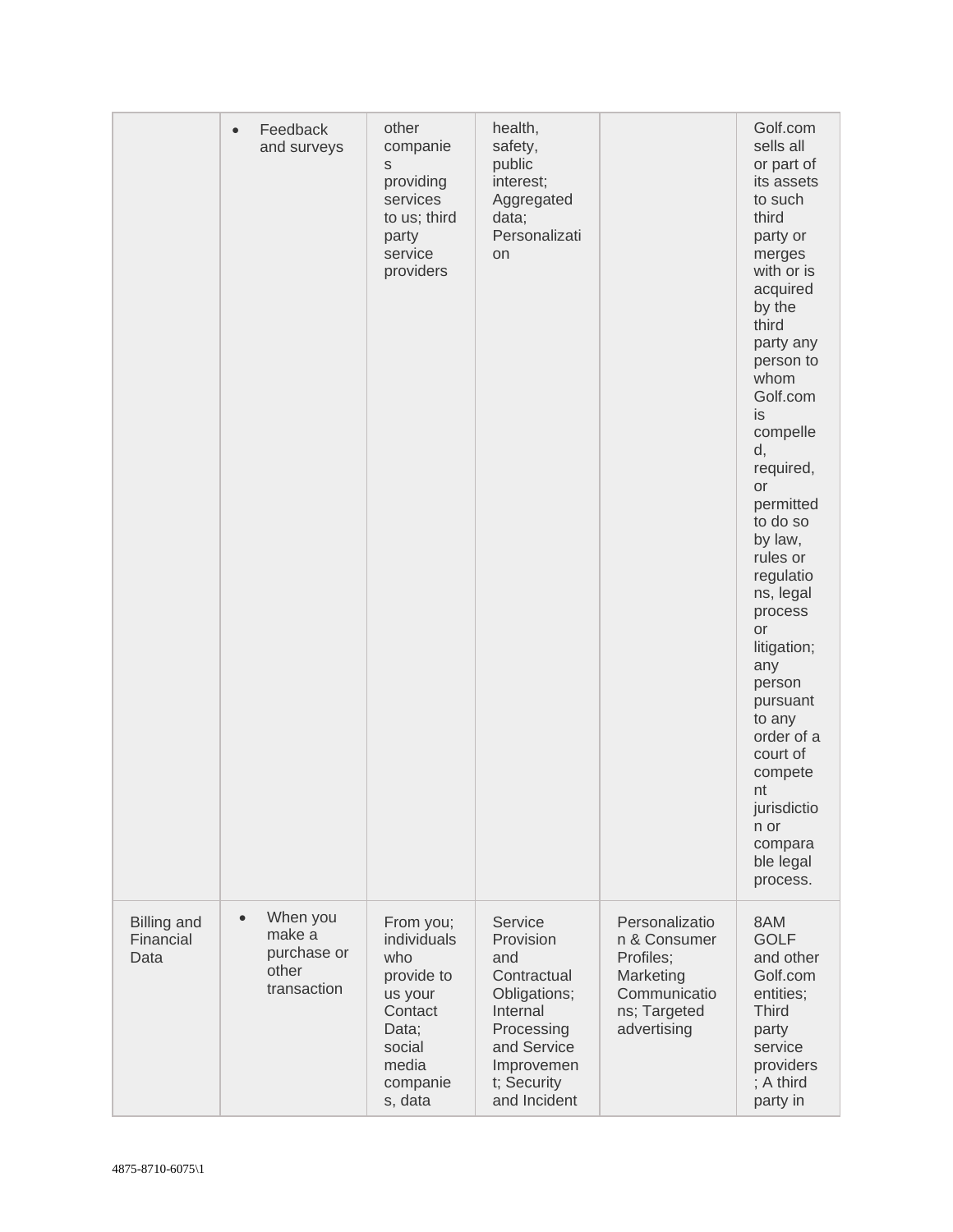| | | | | | |
|---|---|---|---|---|---|
| | • Feedback and surveys | other companies providing services to us; third party service providers | health, safety, public interest; Aggregated data; Personalization | | Golf.com sells all or part of its assets to such third party or merges with or is acquired by the third party any person to whom Golf.com is compelled, required, or permitted to do so by law, rules or regulations, legal process or litigation; any person pursuant to any order of a court of competent jurisdiction or comparable legal process. |
| Billing and Financial Data | • When you make a purchase or other transaction | From you; individuals who provide to us your Contact Data; social media companies, data | Service Provision and Contractual Obligations; Internal Processing and Service Improvement; Security and Incident | Personalization & Consumer Profiles; Marketing Communications; Targeted advertising | 8AM GOLF and other Golf.com entities; Third party service providers; A third party in |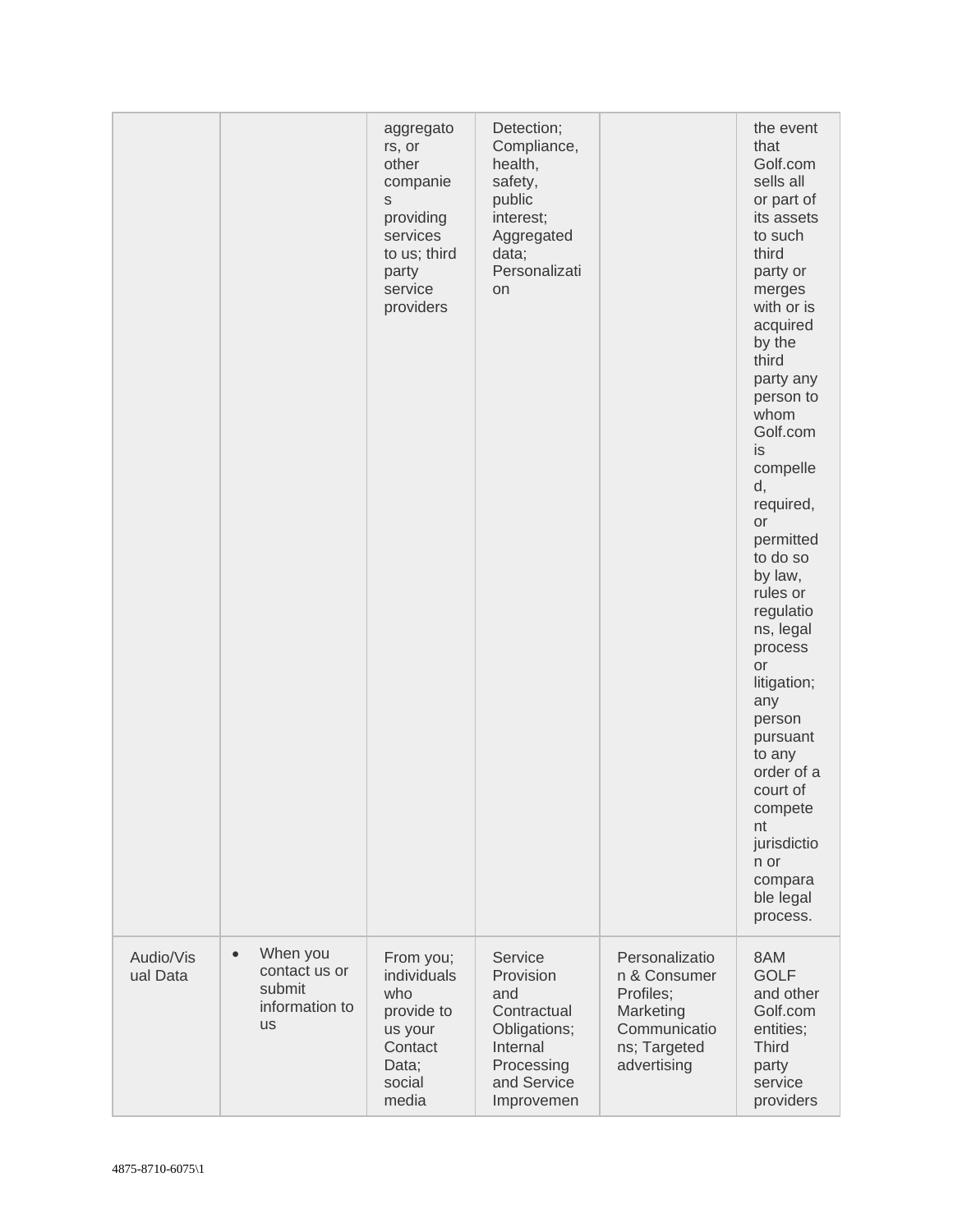| | | | | | |
|---|---|---|---|---|---|
| | | aggregators, or other companies providing services to us; third party service providers | Detection; Compliance, health, safety, public interest; Aggregated data; Personalization | | the event that Golf.com sells all or part of its assets to such third party or merges with or is acquired by the third party any person to whom Golf.com is compelled, required, or permitted to do so by law, rules or regulations, legal process or litigation; any person pursuant to any order of a court of competent jurisdiction or comparable legal process. |
| Audio/Visual Data | • When you contact us or submit information to us | From you; individuals who provide to us your Contact Data; social media | Service Provision and Contractual Obligations; Internal Processing and Service Improvemen | Personalization & Consumer Profiles; Marketing Communications; Targeted advertising | 8AM GOLF and other Golf.com entities; Third party service providers |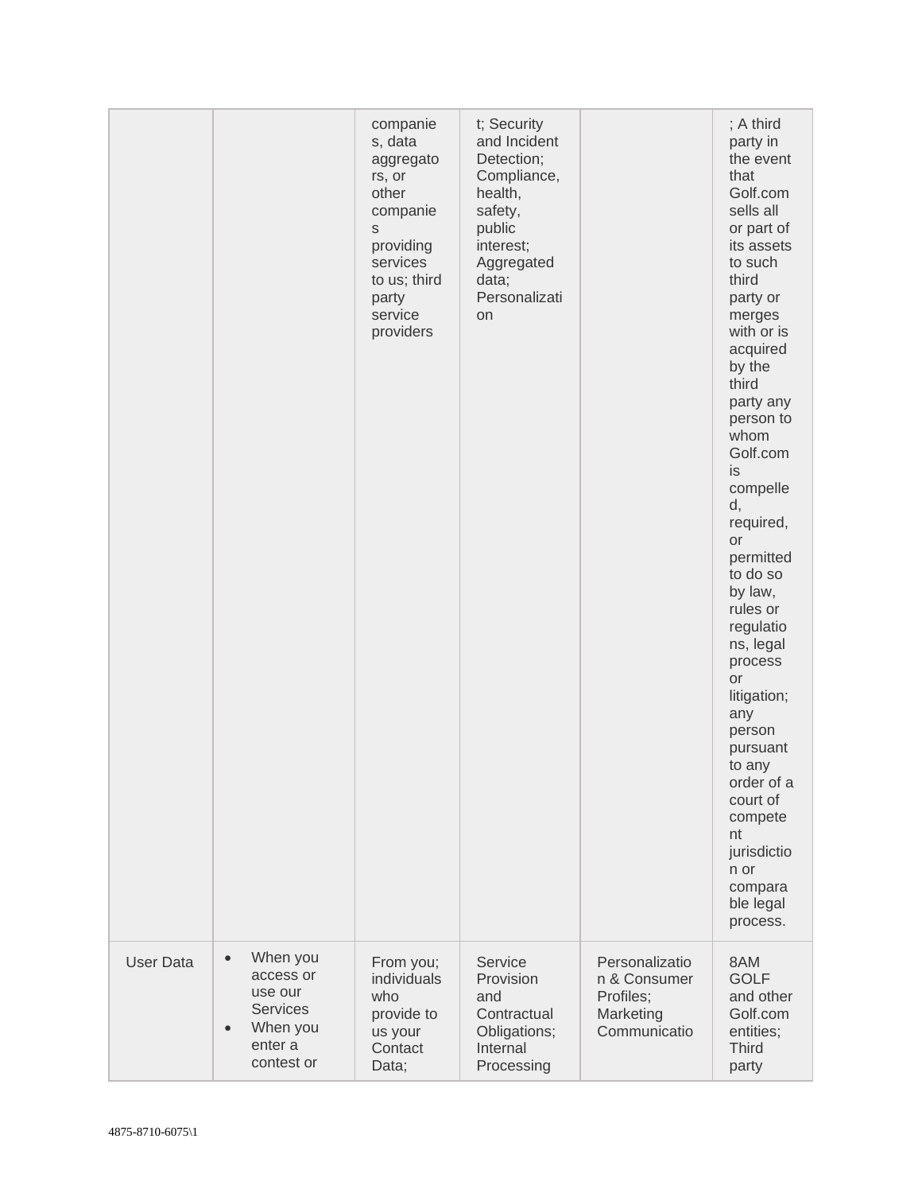| | | | | | |
|---|---|---|---|---|---|
| | | companies, data aggregators, or other companies providing services to us; third party service providers | t; Security and Incident Detection; Compliance, health, safety, public interest; Aggregated data; Personalization | | ; A third party in the event that Golf.com sells all or part of its assets to such third party or merges with or is acquired by the third party any person to whom Golf.com is compelled, required, or permitted to do so by law, rules or regulations, legal process or litigation; any person pursuant to any order of a court of competent jurisdiction or comparable legal process. |
| User Data | • When you access or use our Services<br>• When you enter a contest or | From you; individuals who provide to us your Contact Data; | Service Provision and Contractual Obligations; Internal Processing | Personalization & Consumer Profiles; Marketing Communicatio | 8AM GOLF and other Golf.com entities; Third party |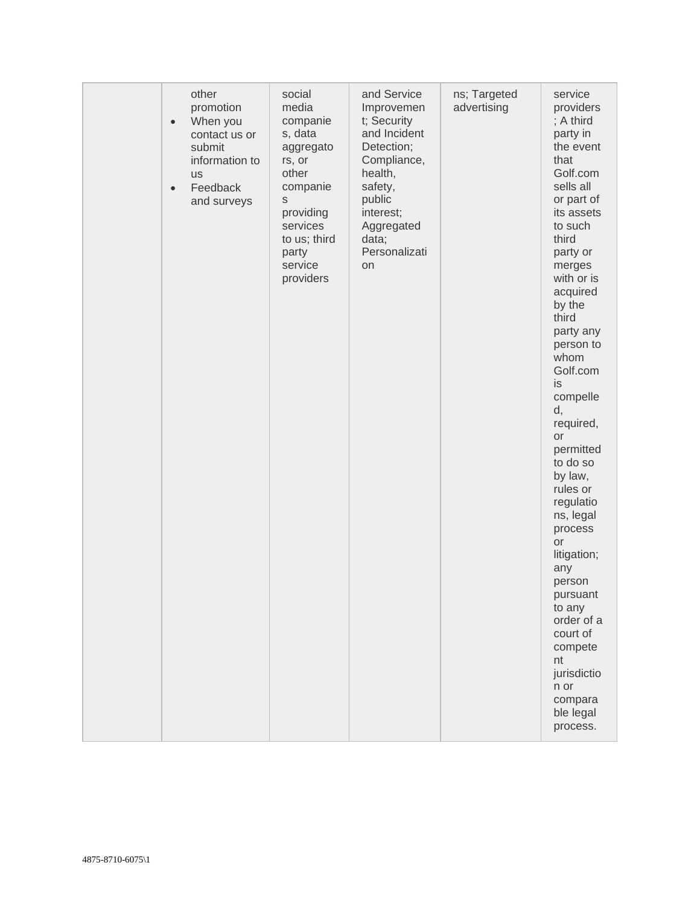| | | | | | |
|---|---|---|---|---|---|
| | other promotion<br>• When you contact us or submit information to us<br>• Feedback and surveys | social media companies, data aggregators, or other companies providing services to us; third party service providers | and Service Improvement; Security and Incident Detection; Compliance, health, safety, public interest; Aggregated data; Personalization | ns; Targeted advertising | service providers; A third party in the event that Golf.com sells all or part of its assets to such third party or merges with or is acquired by the third party any person to whom Golf.com is compelled, required, or permitted to do so by law, rules or regulations, legal process or litigation; any person pursuant to any order of a court of competent jurisdiction or comparable legal process. |

4875-8710-6075\1